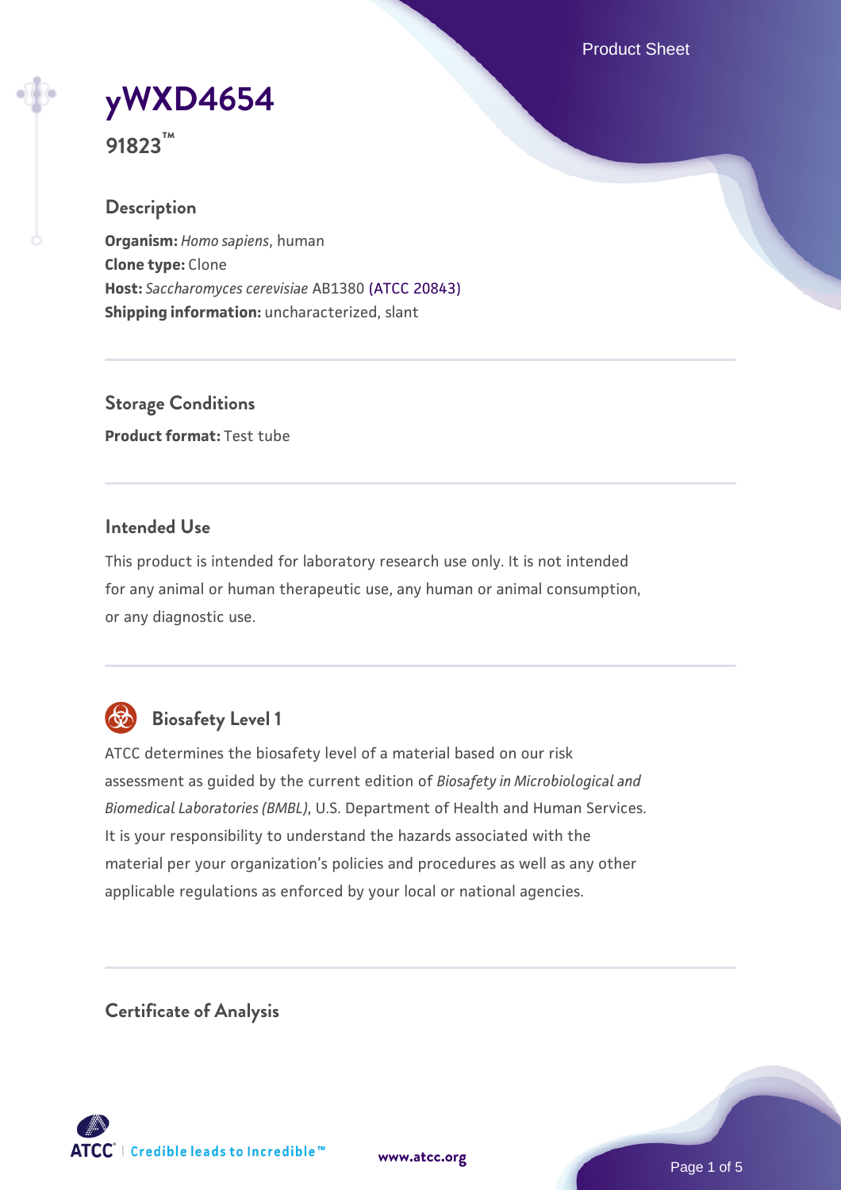# yWXD4654

**91823™**

## Description

**Organism:** *Homo sapiens*, human
**Clone type:** Clone
**Host:** *Saccharomyces cerevisiae* AB1380 (ATCC 20843)
**Shipping information:** uncharacterized, slant

## Storage Conditions

**Product format:** Test tube

## Intended Use

This product is intended for laboratory research use only. It is not intended for any animal or human therapeutic use, any human or animal consumption, or any diagnostic use.

## Biosafety Level 1

ATCC determines the biosafety level of a material based on our risk assessment as guided by the current edition of *Biosafety in Microbiological and Biomedical Laboratories (BMBL)*, U.S. Department of Health and Human Services. It is your responsibility to understand the hazards associated with the material per your organization's policies and procedures as well as any other applicable regulations as enforced by your local or national agencies.

## Certificate of Analysis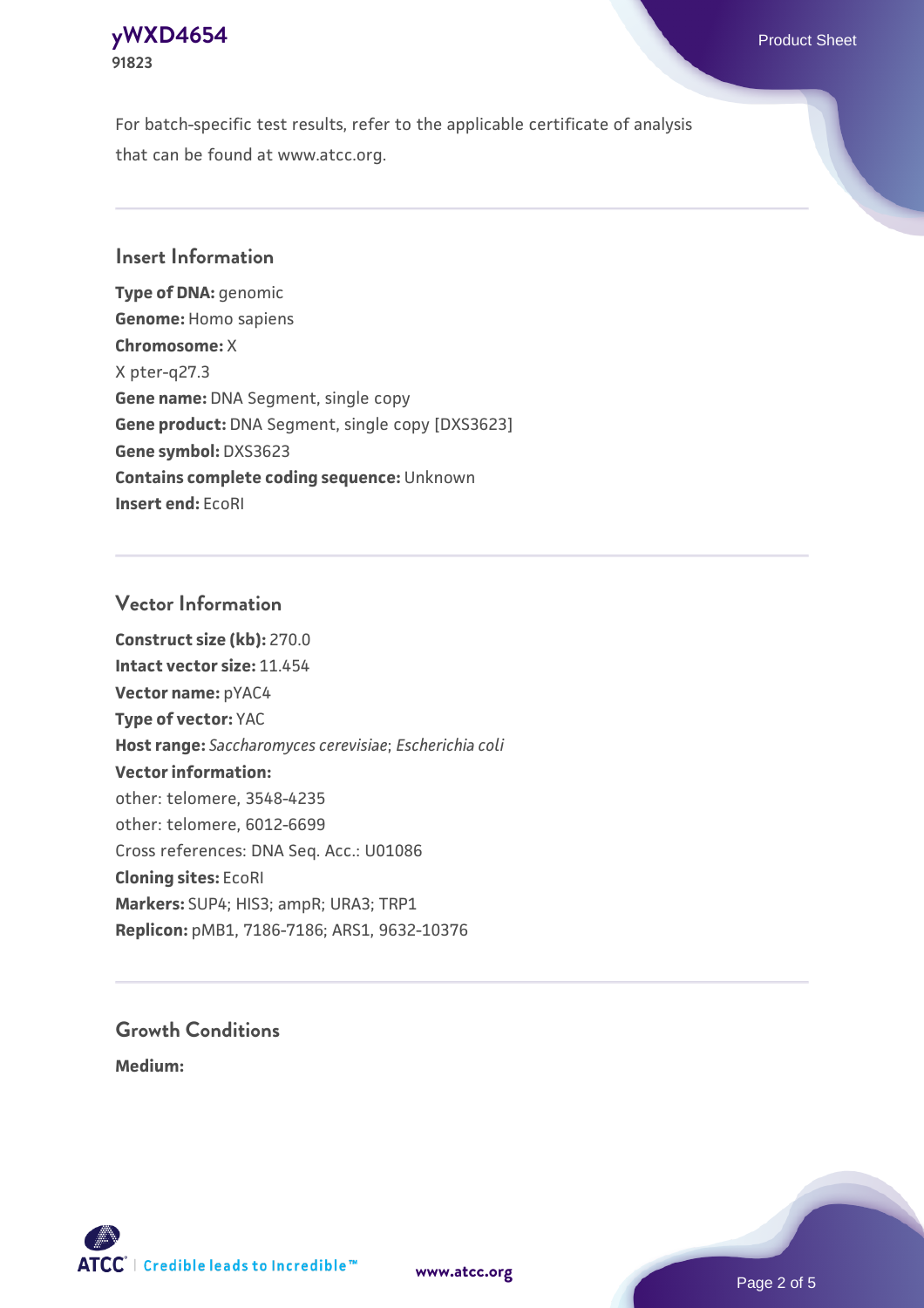For batch-specific test results, refer to the applicable certificate of analysis that can be found at www.atcc.org.

## Insert Information

**Type of DNA:** genomic
**Genome:** Homo sapiens
**Chromosome:** X
X pter-q27.3
**Gene name:** DNA Segment, single copy
**Gene product:** DNA Segment, single copy [DXS3623]
**Gene symbol:** DXS3623
**Contains complete coding sequence:** Unknown
**Insert end:** EcoRI

## Vector Information

**Construct size (kb):** 270.0
**Intact vector size:** 11.454
**Vector name:** pYAC4
**Type of vector:** YAC
**Host range:** *Saccharomyces cerevisiae*; *Escherichia coli*
**Vector information:**
other: telomere, 3548-4235
other: telomere, 6012-6699
Cross references: DNA Seq. Acc.: U01086
**Cloning sites:** EcoRI
**Markers:** SUP4; HIS3; ampR; URA3; TRP1
**Replicon:** pMB1, 7186-7186; ARS1, 9632-10376

## Growth Conditions

**Medium:**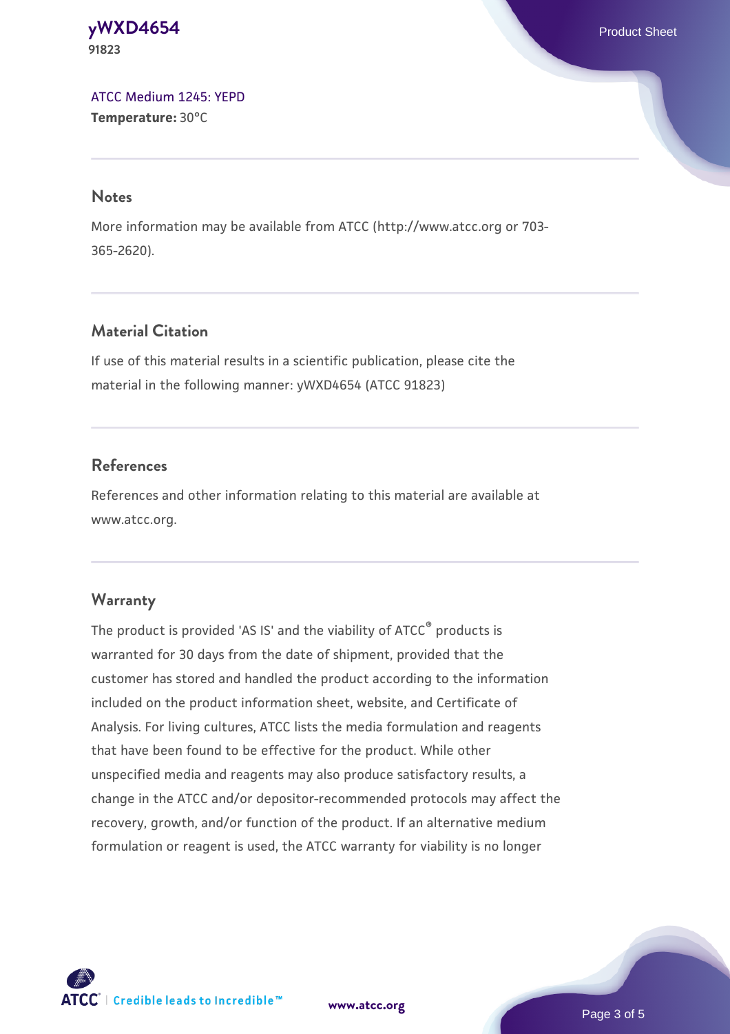[ATCC Medium 1245: YEPD](#)
**Temperature:** 30°C

## Notes

More information may be available from ATCC (http://www.atcc.org or 703-365-2620).

## Material Citation

If use of this material results in a scientific publication, please cite the material in the following manner: yWXD4654 (ATCC 91823)

## References

References and other information relating to this material are available at www.atcc.org.

## Warranty

The product is provided 'AS IS' and the viability of ATCC® products is warranted for 30 days from the date of shipment, provided that the customer has stored and handled the product according to the information included on the product information sheet, website, and Certificate of Analysis. For living cultures, ATCC lists the media formulation and reagents that have been found to be effective for the product. While other unspecified media and reagents may also produce satisfactory results, a change in the ATCC and/or depositor-recommended protocols may affect the recovery, growth, and/or function of the product. If an alternative medium formulation or reagent is used, the ATCC warranty for viability is no longer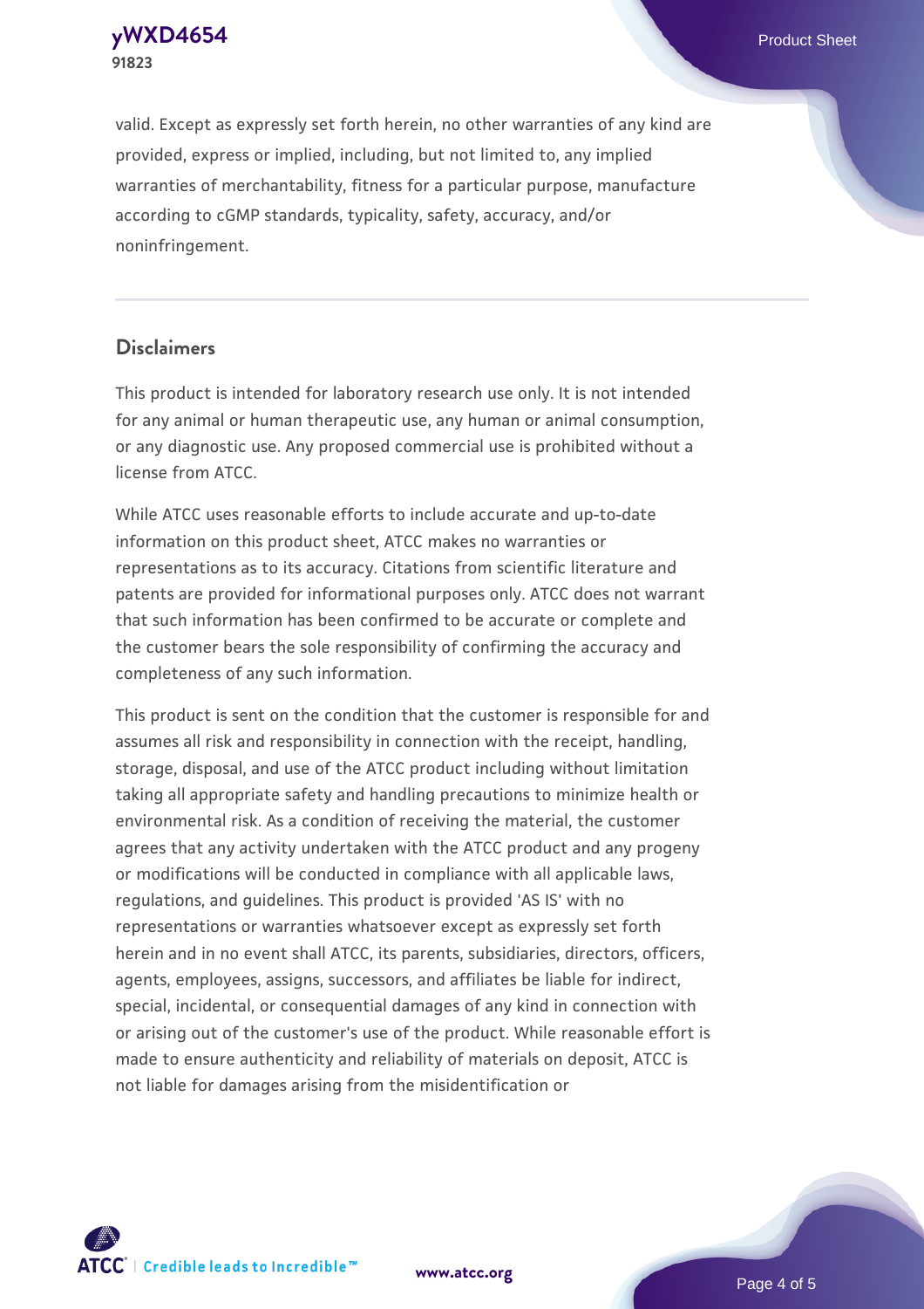valid. Except as expressly set forth herein, no other warranties of any kind are provided, express or implied, including, but not limited to, any implied warranties of merchantability, fitness for a particular purpose, manufacture according to cGMP standards, typicality, safety, accuracy, and/or noninfringement.

## Disclaimers

This product is intended for laboratory research use only. It is not intended for any animal or human therapeutic use, any human or animal consumption, or any diagnostic use. Any proposed commercial use is prohibited without a license from ATCC.

While ATCC uses reasonable efforts to include accurate and up-to-date information on this product sheet, ATCC makes no warranties or representations as to its accuracy. Citations from scientific literature and patents are provided for informational purposes only. ATCC does not warrant that such information has been confirmed to be accurate or complete and the customer bears the sole responsibility of confirming the accuracy and completeness of any such information.

This product is sent on the condition that the customer is responsible for and assumes all risk and responsibility in connection with the receipt, handling, storage, disposal, and use of the ATCC product including without limitation taking all appropriate safety and handling precautions to minimize health or environmental risk. As a condition of receiving the material, the customer agrees that any activity undertaken with the ATCC product and any progeny or modifications will be conducted in compliance with all applicable laws, regulations, and guidelines. This product is provided 'AS IS' with no representations or warranties whatsoever except as expressly set forth herein and in no event shall ATCC, its parents, subsidiaries, directors, officers, agents, employees, assigns, successors, and affiliates be liable for indirect, special, incidental, or consequential damages of any kind in connection with or arising out of the customer's use of the product. While reasonable effort is made to ensure authenticity and reliability of materials on deposit, ATCC is not liable for damages arising from the misidentification or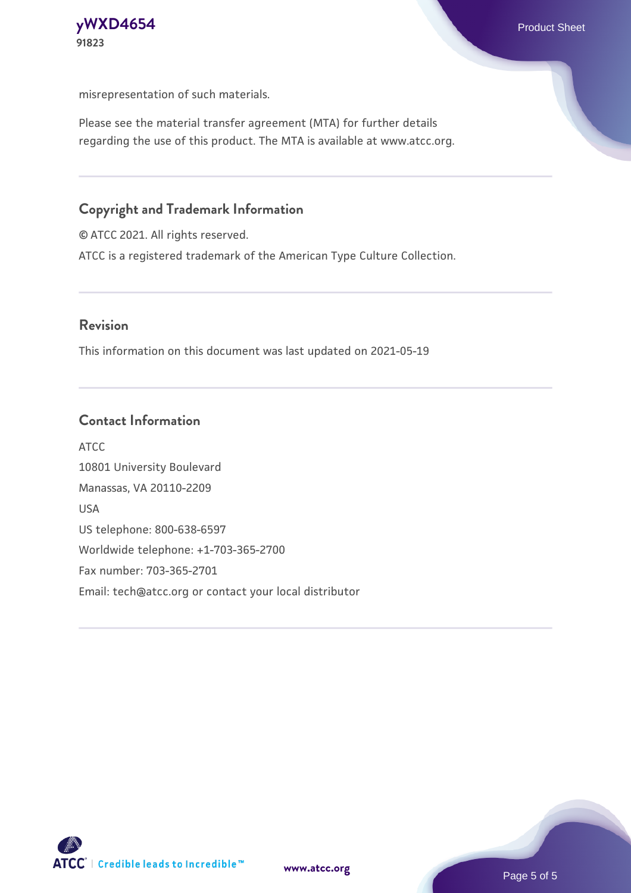misrepresentation of such materials.

Please see the material transfer agreement (MTA) for further details regarding the use of this product. The MTA is available at www.atcc.org.

## Copyright and Trademark Information

© ATCC 2021. All rights reserved.

ATCC is a registered trademark of the American Type Culture Collection.

## Revision

This information on this document was last updated on 2021-05-19

## Contact Information

ATCC
10801 University Boulevard
Manassas, VA 20110-2209
USA
US telephone: 800-638-6597
Worldwide telephone: +1-703-365-2700
Fax number: 703-365-2701
Email: tech@atcc.org or contact your local distributor